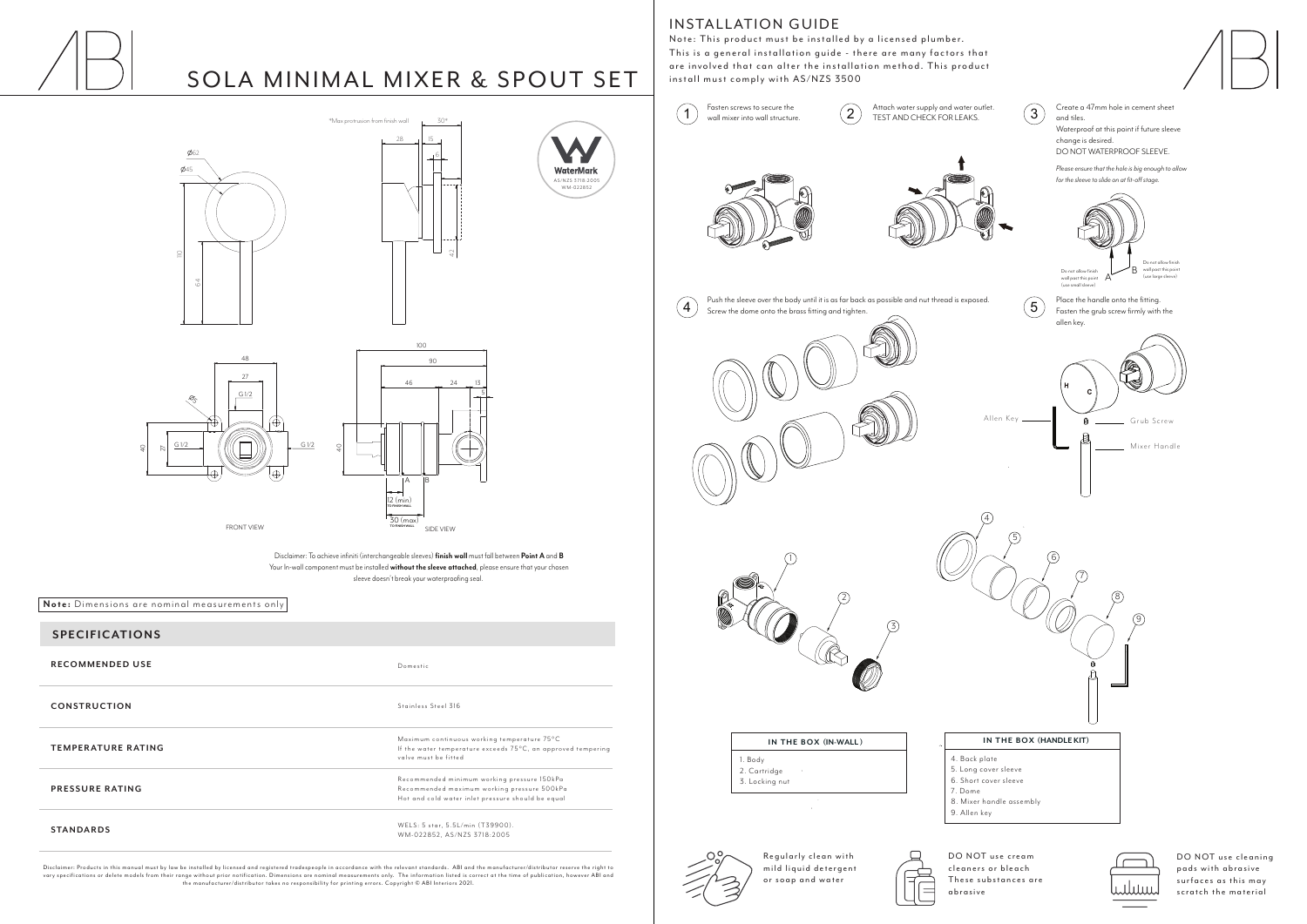# SOLA MINIMAL MIXER & SPOUT SET

*Max protrusion from finish wall

FRONT VIEW

SIDE VIEW

WaterMark AS/NZS 3718:2005 WM-022852

Disclaimer: To achieve infiniti (interchangeable sleeves) **finish wall** must fall between **Point A** and **B**
Your In-wall component must be installed **without the sleeve attached**, please ensure that your chosen sleeve doesn't break your waterproofing seal.

**Note:** Dimensions are nominal measurements only

## SPECIFICATIONS

| | |
|---|---|
| **RECOMMENDED USE** | Domestic |
| **CONSTRUCTION** | Stainless Steel 316 |
| **TEMPERATURE RATING** | Maximum continuous working temperature 75°C<br>If the water temperature exceeds 75°C, an approved tempering valve must be fitted |
| **PRESSURE RATING** | Recommended minimum working pressure 150kPa<br>Recommended maximum working pressure 500kPa<br>Hot and cold water inlet pressure should be equal |
| **STANDARDS** | WELS: 5 star, 5.5L/min (T39900).<br>WM-022852, AS/NZS 3718:2005 |

Disclaimer: Products in this manual must by law be installed by licensed and registered tradespeople in accordance with the relevant standards. ABI and the manufacturer/distributor reserve the right to vary specifications or delete models from their range without prior notification. Dimensions are nominal measurements only. The information listed is correct at the time of publication, however ABI and the manufacturer/distributor takes no responsibility for printing errors. Copyright © ABI Interiors 2021.

## INSTALLATION GUIDE

Note: This product must be installed by a licensed plumber. This is a general installation guide - there are many factors that are involved that can alter the installation method. This product install must comply with AS/NZS 3500

1. Fasten screws to secure the wall mixer into wall structure.
2. Attach water supply and water outlet. TEST AND CHECK FOR LEAKS.
3. Create a 47mm hole in cement sheet and tiles. Waterproof at this point if future sleeve change is desired. DO NOT WATERPROOF SLEEVE.
   *Please ensure that the hole is big enough to allow for the sleeve to slide on at fit-off stage.*
   A: Do not allow finish wall past this point (use small sleeve)
   B: Do not allow finish wall past this point (use large sleeve)
4. Push the sleeve over the body until it is as far back as possible and nut thread is exposed. Screw the dome onto the brass fitting and tighten.
5. Place the handle onto the fitting. Fasten the grub screw firmly with the allen key.

Allen Key — Grub Screw — Mixer Handle

| IN THE BOX (IN-WALL) |
|---|
| 1. Body<br>2. Cartridge<br>3. Locking nut |

| IN THE BOX (HANDLE KIT) |
|---|
| 4. Back plate<br>5. Long cover sleeve<br>6. Short cover sleeve<br>7. Dome<br>8. Mixer handle assembly<br>9. Allen key |

Regularly clean with mild liquid detergent or soap and water

DO NOT use cream cleaners or bleach These substances are abrasive

DO NOT use cleaning pads with abrasive surfaces as this may scratch the material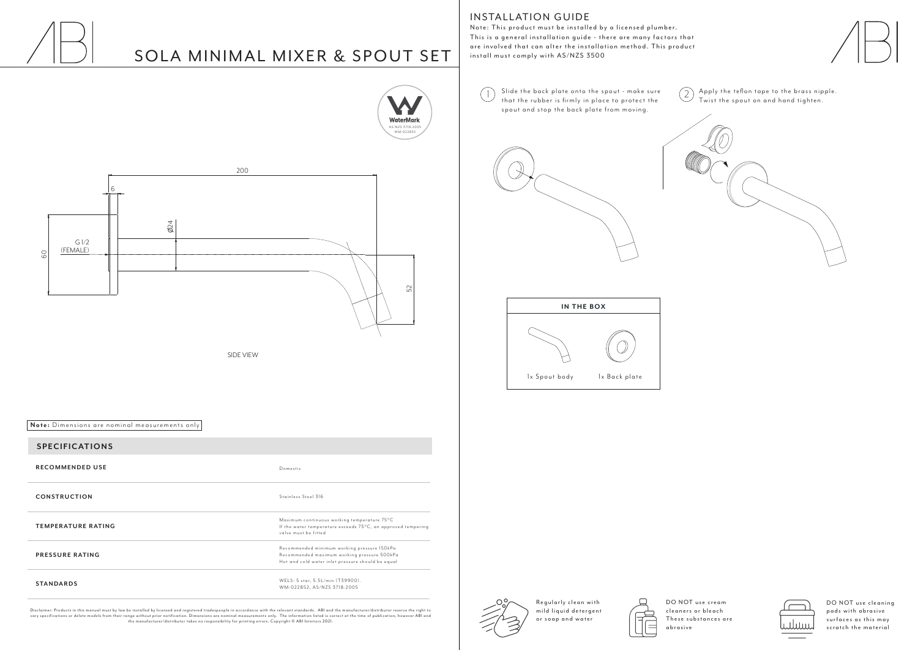# SOLA MINIMAL MIXER & SPOUT SET

WaterMark
AS/NZS 3718:2005
WM-022852

200
6
Ø24
G1/2
(FEMALE)
60
52

SIDE VIEW

**Note:** Dimensions are nominal measurements only

## SPECIFICATIONS

| | |
|---|---|
| **RECOMMENDED USE** | Domestic |
| **CONSTRUCTION** | Stainless Steel 316 |
| **TEMPERATURE RATING** | Maximum continuous working temperature 75°C<br>If the water temperature exceeds 75°C, an approved tempering valve must be fitted |
| **PRESSURE RATING** | Recommended minimum working pressure 150kPa<br>Recommended maximum working pressure 500kPa<br>Hot and cold water inlet pressure should be equal |
| **STANDARDS** | WELS: 5 star, 5.5L/min (T39900).<br>WM-022852, AS/NZS 3718:2005 |

Disclaimer: Products in this manual must by law be installed by licensed and registered tradespeople in accordance with the relevant standards. ABI and the manufacturer/distributor reserve the right to vary specifications or delete models from their range without prior notification. Dimensions are nominal measurements only. The information listed is correct at the time of publication, however ABI and the manufacturer/distributor takes no responsibility for printing errors. Copyright © ABI Interiors 2021.

## INSTALLATION GUIDE

Note: This product must be installed by a licensed plumber. This is a general installation guide - there are many factors that are involved that can alter the installation method. This product install must comply with AS/NZS 3500

1. Slide the back plate onto the spout - make sure that the rubber is firmly in place to protect the spout and stop the back plate from moving.
2. Apply the teflon tape to the brass nipple. Twist the spout on and hand tighten.

### IN THE BOX

- 1x Spout body
- 1x Back plate

Regularly clean with mild liquid detergent or soap and water

DO NOT use cream cleaners or bleach These substances are abrasive

DO NOT use cleaning pads with abrasive surfaces as this may scratch the material